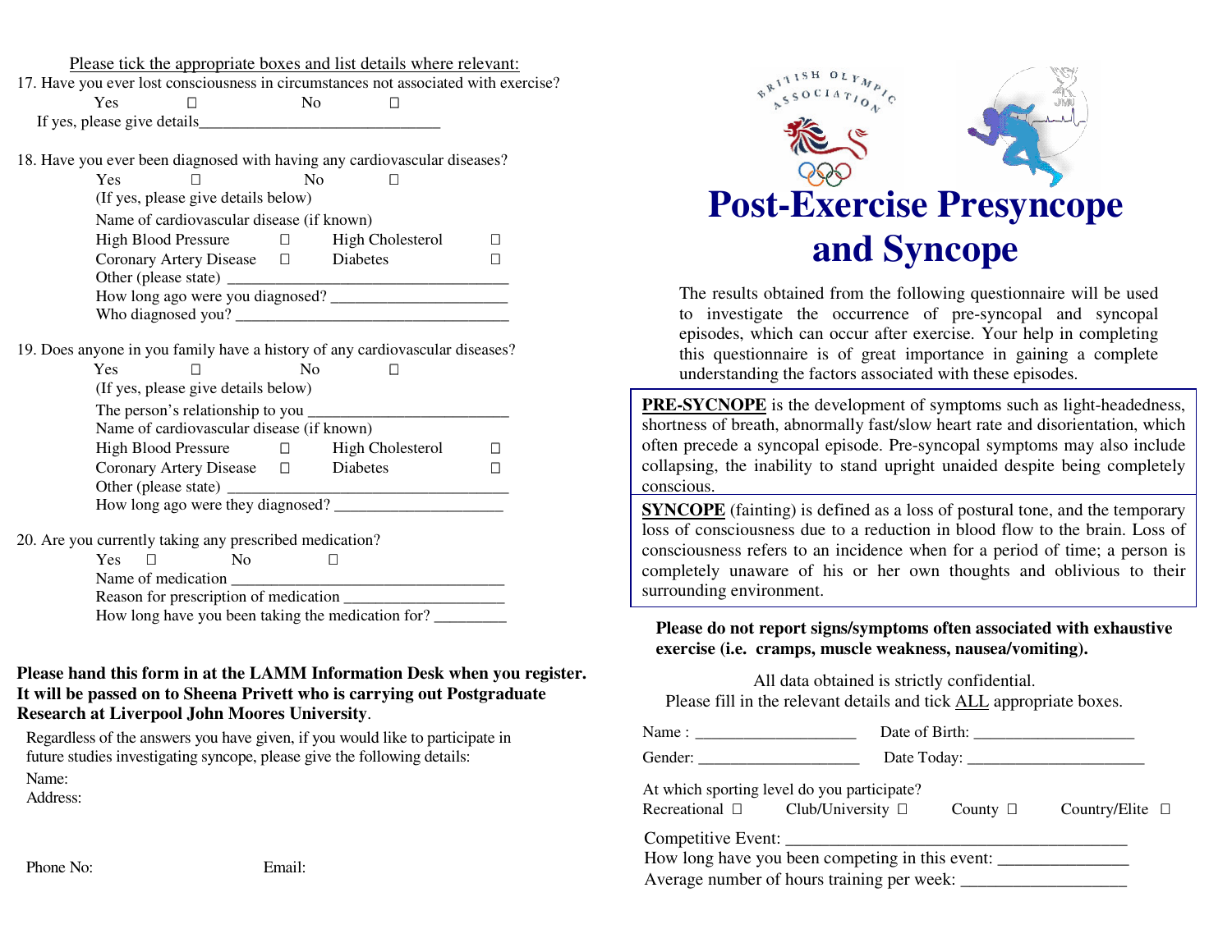Please tick the appropriate boxes and list details where relevant:

17. Have you ever lost consciousness in circumstances not associated with exercise?

Yes ☐ No ☐

If yes, please give details_______________________________

18. Have you ever been diagnosed with having any cardiovascular diseases?

Yes ☐ No ☐

(If yes, please give details below)

Name of cardiovascular disease (if known)

High Blood Pressure ☐ High Cholesterol ☐

Coronary Artery Disease ☐ Diabetes ☐

Other (please state) ____________________________________

How long ago were you diagnosed? ______________________

Who diagnosed you? ____________________________________

19. Does anyone in you family have a history of any cardiovascular diseases?

Yes ☐ No ☐

(If yes, please give details below)

The person's relationship to you __________________________

Name of cardiovascular disease (if known)

High Blood Pressure ☐ High Cholesterol ☐

Coronary Artery Disease ☐ Diabetes ☐

Other (please state) ____________________________________

How long ago were they diagnosed? _____________________

20. Are you currently taking any prescribed medication?

Yes ☐ No ☐

Name of medication ___________________________________

Reason for prescription of medication ____________________

How long have you been taking the medication for? _________

**Please hand this form in at the LAMM Information Desk when you register. It will be passed on to Sheena Privett who is carrying out Postgraduate Research at Liverpool John Moores University**.

Regardless of the answers you have given, if you would like to participate in future studies investigating syncope, please give the following details:

Name:

Address:

Phone No: Email:

BRITISH OLYMPIC ASSOCIATION

# Post-Exercise Presyncope and Syncope

The results obtained from the following questionnaire will be used to investigate the occurrence of pre-syncopal and syncopal episodes, which can occur after exercise. Your help in completing this questionnaire is of great importance in gaining a complete understanding the factors associated with these episodes.

**PRE-SYCNOPE** is the development of symptoms such as light-headedness, shortness of breath, abnormally fast/slow heart rate and disorientation, which often precede a syncopal episode. Pre-syncopal symptoms may also include collapsing, the inability to stand upright unaided despite being completely conscious.

**SYNCOPE** (fainting) is defined as a loss of postural tone, and the temporary loss of consciousness due to a reduction in blood flow to the brain. Loss of consciousness refers to an incidence when for a period of time; a person is completely unaware of his or her own thoughts and oblivious to their surrounding environment.

**Please do not report signs/symptoms often associated with exhaustive exercise (i.e. cramps, muscle weakness, nausea/vomiting).**

All data obtained is strictly confidential.

Please fill in the relevant details and tick ALL appropriate boxes.

Name : ____________________ Date of Birth: ____________________

Gender: ____________________ Date Today: ______________________

At which sporting level do you participate?

Recreational ☐ Club/University ☐ County ☐ Country/Elite ☐

Competitive Event: ___________________________________________

How long have you been competing in this event: _______________

Average number of hours training per week: ___________________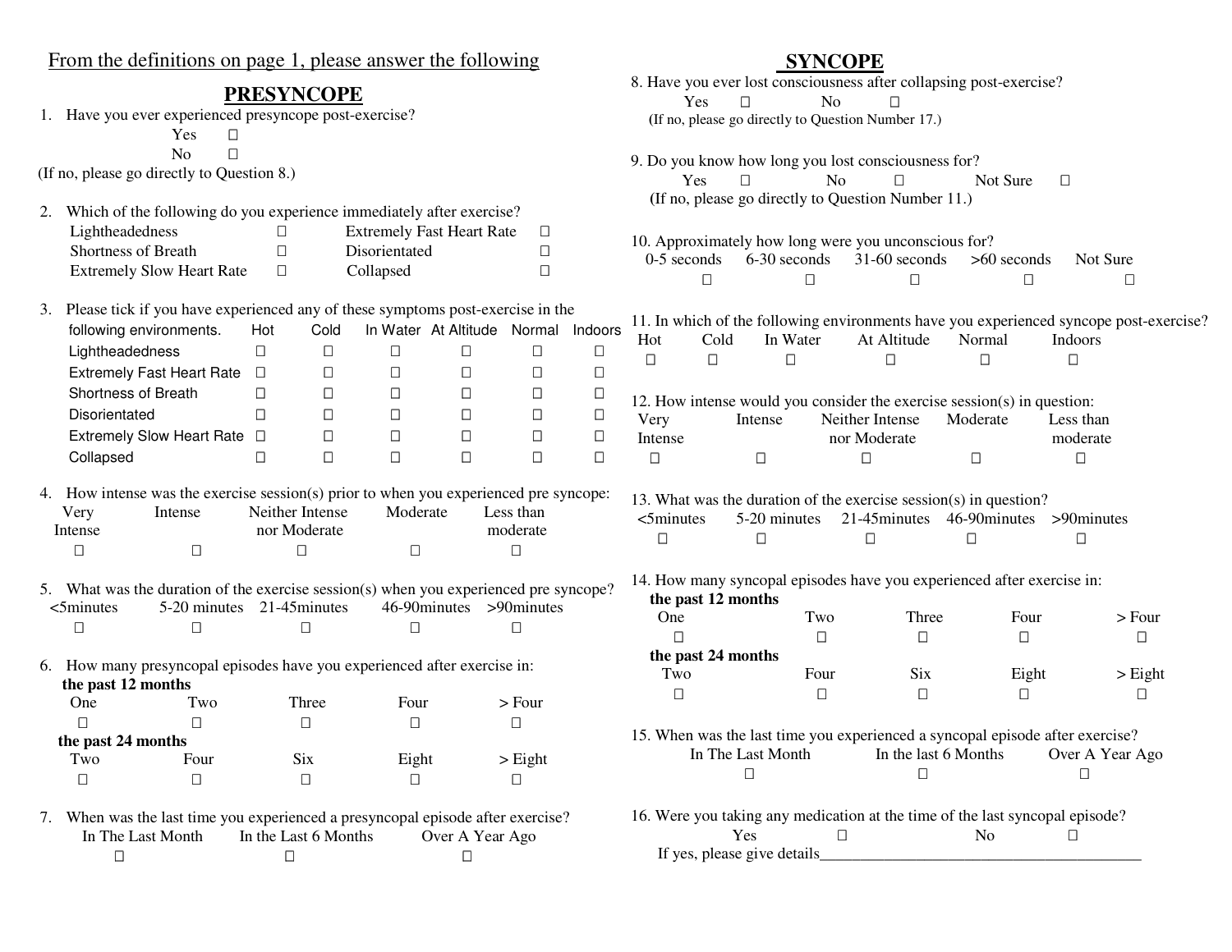From the definitions on page 1, please answer the following

## PRESYNCOPE

1. Have you ever experienced presyncope post-exercise?

   Yes ☐
   No ☐

(If no, please go directly to Question 8.)

2. Which of the following do you experience immediately after exercise?

| | | | |
|---|---|---|---|
| Lightheadedness | ☐ | Extremely Fast Heart Rate | ☐ |
| Shortness of Breath | ☐ | Disorientated | ☐ |
| Extremely Slow Heart Rate | ☐ | Collapsed | ☐ |

3. Please tick if you have experienced any of these symptoms post-exercise in the following environments.

| | Hot | Cold | In Water | At Altitude | Normal | Indoors |
|---|---|---|---|---|---|---|
| Lightheadedness | ☐ | ☐ | ☐ | ☐ | ☐ | ☐ |
| Extremely Fast Heart Rate | ☐ | ☐ | ☐ | ☐ | ☐ | ☐ |
| Shortness of Breath | ☐ | ☐ | ☐ | ☐ | ☐ | ☐ |
| Disorientated | ☐ | ☐ | ☐ | ☐ | ☐ | ☐ |
| Extremely Slow Heart Rate | ☐ | ☐ | ☐ | ☐ | ☐ | ☐ |
| Collapsed | ☐ | ☐ | ☐ | ☐ | ☐ | ☐ |

4. How intense was the exercise session(s) prior to when you experienced pre syncope:

| Very Intense | Intense | Neither Intense nor Moderate | Moderate | Less than moderate |
|---|---|---|---|---|
| ☐ | ☐ | ☐ | ☐ | ☐ |

5. What was the duration of the exercise session(s) when you experienced pre syncope?

| <5minutes | 5-20 minutes | 21-45minutes | 46-90minutes | >90minutes |
|---|---|---|---|---|
| ☐ | ☐ | ☐ | ☐ | ☐ |

6. How many presyncopal episodes have you experienced after exercise in:

**the past 12 months**

| One | Two | Three | Four | > Four |
|---|---|---|---|---|
| ☐ | ☐ | ☐ | ☐ | ☐ |

**the past 24 months**

| Two | Four | Six | Eight | > Eight |
|---|---|---|---|---|
| ☐ | ☐ | ☐ | ☐ | ☐ |

7. When was the last time you experienced a presyncopal episode after exercise?

| In The Last Month | In the Last 6 Months | Over A Year Ago |
|---|---|---|
| ☐ | ☐ | ☐ |

## SYNCOPE

8. Have you ever lost consciousness after collapsing post-exercise?

   Yes ☐ No ☐

   (If no, please go directly to Question Number 17.)

9. Do you know how long you lost consciousness for?

   Yes ☐ No ☐ Not Sure ☐

   (If no, please go directly to Question Number 11.)

10. Approximately how long were you unconscious for?

| 0-5 seconds | 6-30 seconds | 31-60 seconds | >60 seconds | Not Sure |
|---|---|---|---|---|
| ☐ | ☐ | ☐ | ☐ | ☐ |

11. In which of the following environments have you experienced syncope post-exercise?

| Hot | Cold | In Water | At Altitude | Normal | Indoors |
|---|---|---|---|---|---|
| ☐ | ☐ | ☐ | ☐ | ☐ | ☐ |

12. How intense would you consider the exercise session(s) in question:

| Very Intense | Intense | Neither Intense nor Moderate | Moderate | Less than moderate |
|---|---|---|---|---|
| ☐ | ☐ | ☐ | ☐ | ☐ |

13. What was the duration of the exercise session(s) in question?

| <5minutes | 5-20 minutes | 21-45minutes | 46-90minutes | >90minutes |
|---|---|---|---|---|
| ☐ | ☐ | ☐ | ☐ | ☐ |

14. How many syncopal episodes have you experienced after exercise in:

**the past 12 months**

| One | Two | Three | Four | > Four |
|---|---|---|---|---|
| ☐ | ☐ | ☐ | ☐ | ☐ |

**the past 24 months**

| Two | Four | Six | Eight | > Eight |
|---|---|---|---|---|
| ☐ | ☐ | ☐ | ☐ | ☐ |

15. When was the last time you experienced a syncopal episode after exercise?

| In The Last Month | In the last 6 Months | Over A Year Ago |
|---|---|---|
| ☐ | ☐ | ☐ |

16. Were you taking any medication at the time of the last syncopal episode?

   Yes ☐ No ☐

   If yes, please give details________________________________________